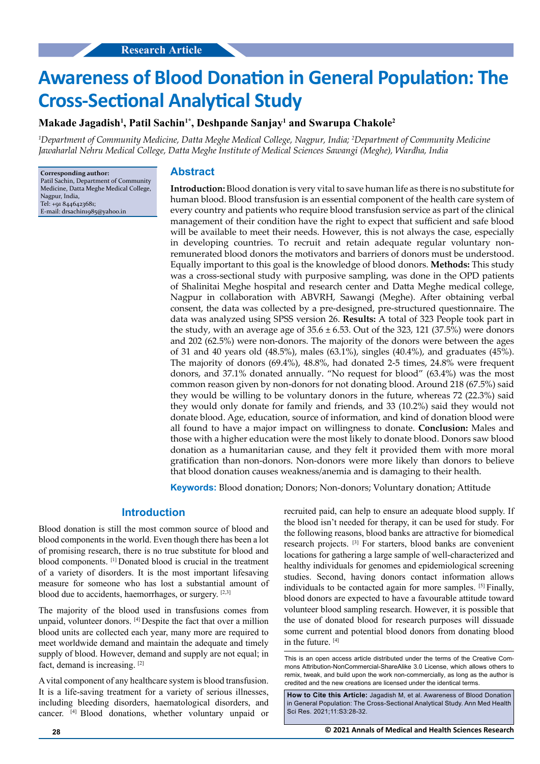Research Article

# Awareness of Blood Donation in General Population: The Cross-Sectional Analytical Study

**Makade Jagadish[1], Patil Sachin[1*], Deshpande Sanjay[1] and Swarupa Chakole[2]**

*[1]Department of Community Medicine, Datta Meghe Medical College, Nagpur, India; [2]Department of Community Medicine Jawaharlal Nehru Medical College, Datta Meghe Institute of Medical Sciences Sawangi (Meghe), Wardha, India*

**Corresponding author:**
Patil Sachin, Department of Community Medicine, Datta Meghe Medical College, Nagpur, India,
Tel: +91 8446423681;
E-mail: drsachin1985@yahoo.in

## Abstract

**Introduction:** Blood donation is very vital to save human life as there is no substitute for human blood. Blood transfusion is an essential component of the health care system of every country and patients who require blood transfusion service as part of the clinical management of their condition have the right to expect that sufficient and safe blood will be available to meet their needs. However, this is not always the case, especially in developing countries. To recruit and retain adequate regular voluntary non-remunerated blood donors the motivators and barriers of donors must be understood. Equally important to this goal is the knowledge of blood donors. **Methods:** This study was a cross-sectional study with purposive sampling, was done in the OPD patients of Shalinitai Meghe hospital and research center and Datta Meghe medical college, Nagpur in collaboration with ABVRH, Sawangi (Meghe). After obtaining verbal consent, the data was collected by a pre-designed, pre-structured questionnaire. The data was analyzed using SPSS version 26. **Results:** A total of 323 People took part in the study, with an average age of 35.6 ± 6.53. Out of the 323, 121 (37.5%) were donors and 202 (62.5%) were non-donors. The majority of the donors were between the ages of 31 and 40 years old (48.5%), males (63.1%), singles (40.4%), and graduates (45%). The majority of donors (69.4%), 48.8%, had donated 2-5 times, 24.8% were frequent donors, and 37.1% donated annually. "No request for blood" (63.4%) was the most common reason given by non-donors for not donating blood. Around 218 (67.5%) said they would be willing to be voluntary donors in the future, whereas 72 (22.3%) said they would only donate for family and friends, and 33 (10.2%) said they would not donate blood. Age, education, source of information, and kind of donation blood were all found to have a major impact on willingness to donate. **Conclusion:** Males and those with a higher education were the most likely to donate blood. Donors saw blood donation as a humanitarian cause, and they felt it provided them with more moral gratification than non-donors. Non-donors were more likely than donors to believe that blood donation causes weakness/anemia and is damaging to their health.

**Keywords:** Blood donation; Donors; Non-donors; Voluntary donation; Attitude

## Introduction

Blood donation is still the most common source of blood and blood components in the world. Even though there has been a lot of promising research, there is no true substitute for blood and blood components. [1] Donated blood is crucial in the treatment of a variety of disorders. It is the most important lifesaving measure for someone who has lost a substantial amount of blood due to accidents, haemorrhages, or surgery. [2,3]

The majority of the blood used in transfusions comes from unpaid, volunteer donors. [4] Despite the fact that over a million blood units are collected each year, many more are required to meet worldwide demand and maintain the adequate and timely supply of blood. However, demand and supply are not equal; in fact, demand is increasing. [2]

A vital component of any healthcare system is blood transfusion. It is a life-saving treatment for a variety of serious illnesses, including bleeding disorders, haematological disorders, and cancer. [4] Blood donations, whether voluntary unpaid or recruited paid, can help to ensure an adequate blood supply. If the blood isn't needed for therapy, it can be used for study. For the following reasons, blood banks are attractive for biomedical research projects. [3] For starters, blood banks are convenient locations for gathering a large sample of well-characterized and healthy individuals for genomes and epidemiological screening studies. Second, having donors contact information allows individuals to be contacted again for more samples. [5] Finally, blood donors are expected to have a favourable attitude toward volunteer blood sampling research. However, it is possible that the use of donated blood for research purposes will dissuade some current and potential blood donors from donating blood in the future. [4]

This is an open access article distributed under the terms of the Creative Commons Attribution-NonCommercial-ShareAlike 3.0 License, which allows others to remix, tweak, and build upon the work non-commercially, as long as the author is credited and the new creations are licensed under the identical terms.

**How to Cite this Article:** Jagadish M, et al. Awareness of Blood Donation in General Population: The Cross-Sectional Analytical Study. Ann Med Health Sci Res. 2021;11:S3:28-32.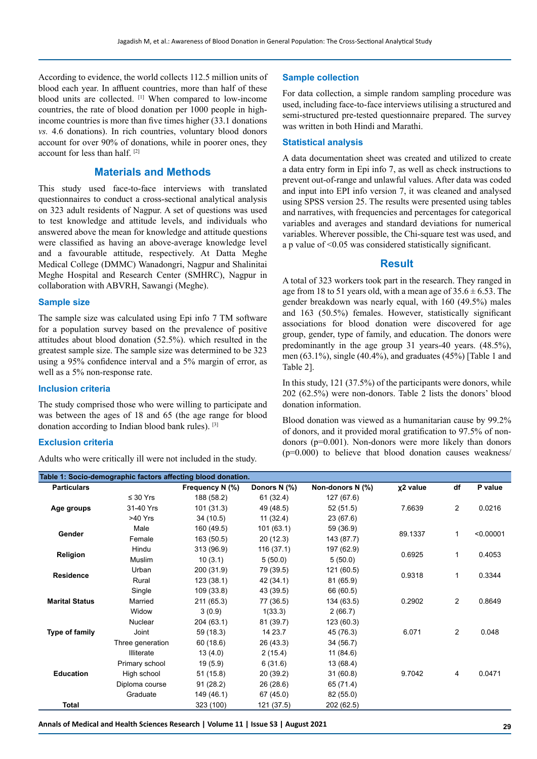According to evidence, the world collects 112.5 million units of blood each year. In affluent countries, more than half of these blood units are collected. [1] When compared to low-income countries, the rate of blood donation per 1000 people in high-income countries is more than five times higher (33.1 donations *vs.* 4.6 donations). In rich countries, voluntary blood donors account for over 90% of donations, while in poorer ones, they account for less than half. [2]

## Materials and Methods

This study used face-to-face interviews with translated questionnaires to conduct a cross-sectional analytical analysis on 323 adult residents of Nagpur. A set of questions was used to test knowledge and attitude levels, and individuals who answered above the mean for knowledge and attitude questions were classified as having an above-average knowledge level and a favourable attitude, respectively. At Datta Meghe Medical College (DMMC) Wanadongri, Nagpur and Shalinitai Meghe Hospital and Research Center (SMHRC), Nagpur in collaboration with ABVRH, Sawangi (Meghe).

### Sample size

The sample size was calculated using Epi info 7 TM software for a population survey based on the prevalence of positive attitudes about blood donation (52.5%). which resulted in the greatest sample size. The sample size was determined to be 323 using a 95% confidence interval and a 5% margin of error, as well as a 5% non-response rate.

### Inclusion criteria

The study comprised those who were willing to participate and was between the ages of 18 and 65 (the age range for blood donation according to Indian blood bank rules). [3]

### Exclusion criteria

Adults who were critically ill were not included in the study.

### Sample collection

For data collection, a simple random sampling procedure was used, including face-to-face interviews utilising a structured and semi-structured pre-tested questionnaire prepared. The survey was written in both Hindi and Marathi.

### Statistical analysis

A data documentation sheet was created and utilized to create a data entry form in Epi info 7, as well as check instructions to prevent out-of-range and unlawful values. After data was coded and input into EPI info version 7, it was cleaned and analysed using SPSS version 25. The results were presented using tables and narratives, with frequencies and percentages for categorical variables and averages and standard deviations for numerical variables. Wherever possible, the Chi-square test was used, and a p value of <0.05 was considered statistically significant.

## Result

A total of 323 workers took part in the research. They ranged in age from 18 to 51 years old, with a mean age of 35.6 ± 6.53. The gender breakdown was nearly equal, with 160 (49.5%) males and 163 (50.5%) females. However, statistically significant associations for blood donation were discovered for age group, gender, type of family, and education. The donors were predominantly in the age group 31 years-40 years. (48.5%), men (63.1%), single (40.4%), and graduates (45%) [Table 1 and Table 2].

In this study, 121 (37.5%) of the participants were donors, while 202 (62.5%) were non-donors. Table 2 lists the donors' blood donation information.

Blood donation was viewed as a humanitarian cause by 99.2% of donors, and it provided moral gratification to 97.5% of non-donors (p=0.001). Non-donors were more likely than donors (p=0.000) to believe that blood donation causes weakness/

**Table 1: Socio-demographic factors affecting blood donation.**

| Particulars | | Frequency N (%) | Donors N (%) | Non-donors N (%) | χ2 value | df | P value |
|---|---|---|---|---|---|---|---|
| Age groups | ≤ 30 Yrs | 188 (58.2) | 61 (32.4) | 127 (67.6) | 7.6639 | 2 | 0.0216 |
| | 31-40 Yrs | 101 (31.3) | 49 (48.5) | 52 (51.5) | | | |
| | >40 Yrs | 34 (10.5) | 11 (32.4) | 23 (67.6) | | | |
| Gender | Male | 160 (49.5) | 101 (63.1) | 59 (36.9) | 89.1337 | 1 | <0.00001 |
| | Female | 163 (50.5) | 20 (12.3) | 143 (87.7) | | | |
| Religion | Hindu | 313 (96.9) | 116 (37.1) | 197 (62.9) | 0.6925 | 1 | 0.4053 |
| | Muslim | 10 (3.1) | 5 (50.0) | 5 (50.0) | | | |
| Residence | Urban | 200 (31.9) | 79 (39.5) | 121 (60.5) | 0.9318 | 1 | 0.3344 |
| | Rural | 123 (38.1) | 42 (34.1) | 81 (65.9) | | | |
| Marital Status | Single | 109 (33.8) | 43 (39.5) | 66 (60.5) | 0.2902 | 2 | 0.8649 |
| | Married | 211 (65.3) | 77 (36.5) | 134 (63.5) | | | |
| | Widow | 3 (0.9) | 1(33.3) | 2 (66.7) | | | |
| Type of family | Nuclear | 204 (63.1) | 81 (39.7) | 123 (60.3) | 6.071 | 2 | 0.048 |
| | Joint | 59 (18.3) | 14 23.7 | 45 (76.3) | | | |
| | Three generation | 60 (18.6) | 26 (43.3) | 34 (56.7) | | | |
| Education | Illiterate | 13 (4.0) | 2 (15.4) | 11 (84.6) | 9.7042 | 4 | 0.0471 |
| | Primary school | 19 (5.9) | 6 (31.6) | 13 (68.4) | | | |
| | High school | 51 (15.8) | 20 (39.2) | 31 (60.8) | | | |
| | Diploma course | 91 (28.2) | 26 (28.6) | 65 (71.4) | | | |
| | Graduate | 149 (46.1) | 67 (45.0) | 82 (55.0) | | | |
| Total | | 323 (100) | 121 (37.5) | 202 (62.5) | | | |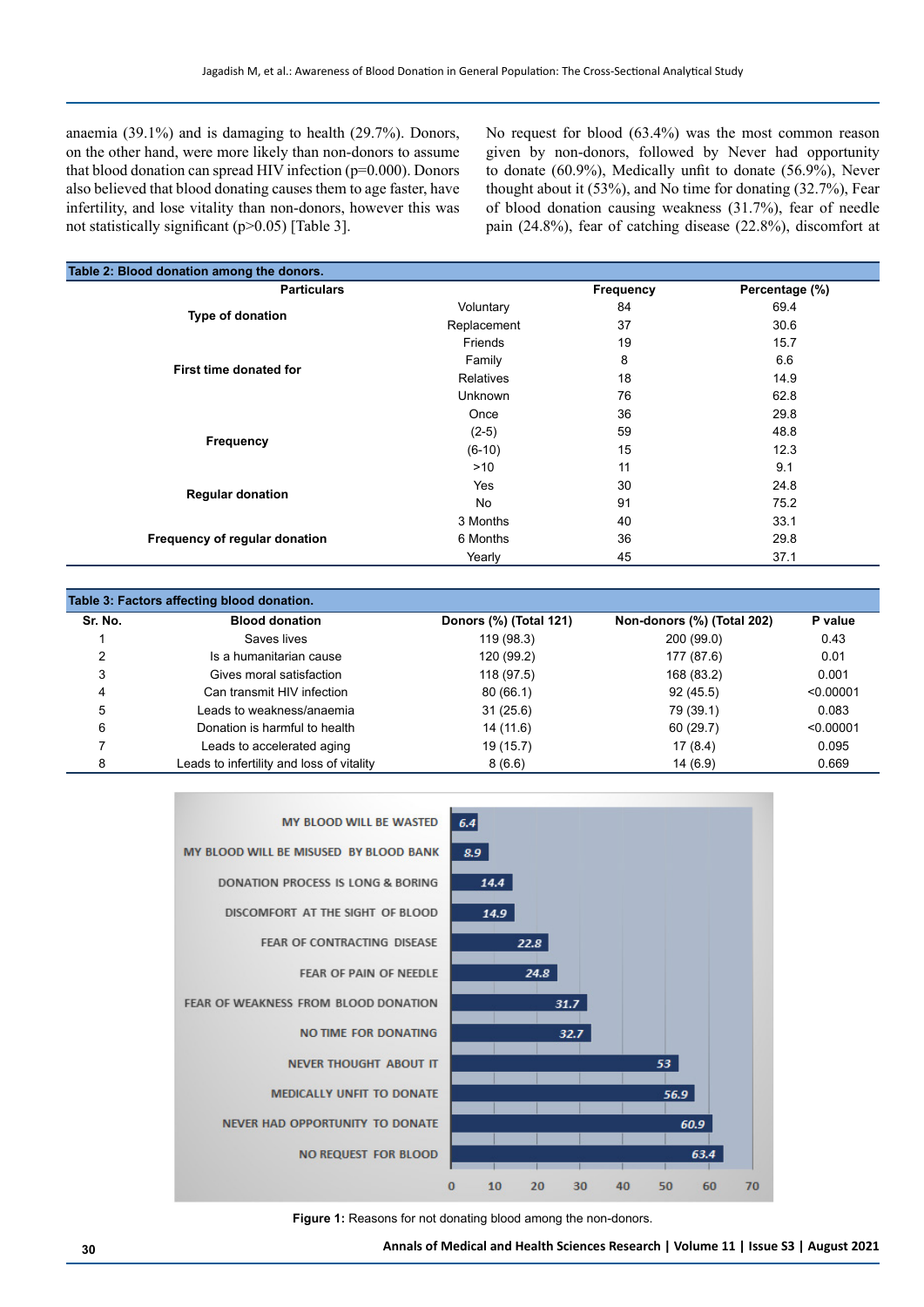anaemia (39.1%) and is damaging to health (29.7%). Donors, on the other hand, were more likely than non-donors to assume that blood donation can spread HIV infection (p=0.000). Donors also believed that blood donating causes them to age faster, have infertility, and lose vitality than non-donors, however this was not statistically significant (p>0.05) [Table 3].

No request for blood (63.4%) was the most common reason given by non-donors, followed by Never had opportunity to donate (60.9%), Medically unfit to donate (56.9%), Never thought about it (53%), and No time for donating (32.7%), Fear of blood donation causing weakness (31.7%), fear of needle pain (24.8%), fear of catching disease (22.8%), discomfort at

**Table 2: Blood donation among the donors.**

| Particulars | | Frequency | Percentage (%) |
|---|---|---|---|
| Type of donation | Voluntary | 84 | 69.4 |
| | Replacement | 37 | 30.6 |
| First time donated for | Friends | 19 | 15.7 |
| | Family | 8 | 6.6 |
| | Relatives | 18 | 14.9 |
| | Unknown | 76 | 62.8 |
| Frequency | Once | 36 | 29.8 |
| | (2-5) | 59 | 48.8 |
| | (6-10) | 15 | 12.3 |
| | >10 | 11 | 9.1 |
| Regular donation | Yes | 30 | 24.8 |
| | No | 91 | 75.2 |
| Frequency of regular donation | 3 Months | 40 | 33.1 |
| | 6 Months | 36 | 29.8 |
| | Yearly | 45 | 37.1 |

**Table 3: Factors affecting blood donation.**

| Sr. No. | Blood donation | Donors (%) (Total 121) | Non-donors (%) (Total 202) | P value |
|---|---|---|---|---|
| 1 | Saves lives | 119 (98.3) | 200 (99.0) | 0.43 |
| 2 | Is a humanitarian cause | 120 (99.2) | 177 (87.6) | 0.01 |
| 3 | Gives moral satisfaction | 118 (97.5) | 168 (83.2) | 0.001 |
| 4 | Can transmit HIV infection | 80 (66.1) | 92 (45.5) | <0.00001 |
| 5 | Leads to weakness/anaemia | 31 (25.6) | 79 (39.1) | 0.083 |
| 6 | Donation is harmful to health | 14 (11.6) | 60 (29.7) | <0.00001 |
| 7 | Leads to accelerated aging | 19 (15.7) | 17 (8.4) | 0.095 |
| 8 | Leads to infertility and loss of vitality | 8 (6.6) | 14 (6.9) | 0.669 |

| Reason | % |
|---|---|
| MY BLOOD WILL BE WASTED | 6.4 |
| MY BLOOD WILL BE MISUSED BY BLOOD BANK | 8.9 |
| DONATION PROCESS IS LONG & BORING | 14.4 |
| DISCOMFORT AT THE SIGHT OF BLOOD | 14.9 |
| FEAR OF CONTRACTING DISEASE | 22.8 |
| FEAR OF PAIN OF NEEDLE | 24.8 |
| FEAR OF WEAKNESS FROM BLOOD DONATION | 31.7 |
| NO TIME FOR DONATING | 32.7 |
| NEVER THOUGHT ABOUT IT | 53 |
| MEDICALLY UNFIT TO DONATE | 56.9 |
| NEVER HAD OPPORTUNITY TO DONATE | 60.9 |
| NO REQUEST FOR BLOOD | 63.4 |

**Figure 1:** Reasons for not donating blood among the non-donors.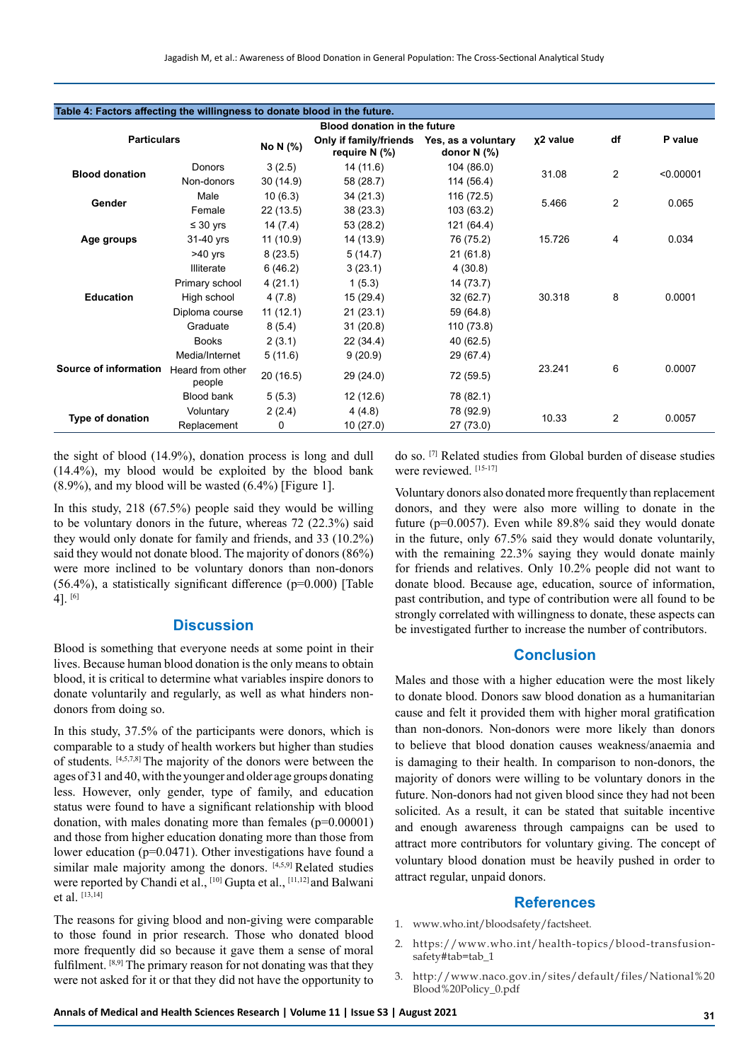**Table 4: Factors affecting the willingness to donate blood in the future.**

| Particulars | | Blood donation in the future | | | $\chi^2$ value | df | P value |
|---|---|---|---|---|---|---|---|
| | | No N (%) | Only if family/friends require N (%) | Yes, as a voluntary donor N (%) | | | |
| Blood donation | Donors | 3 (2.5) | 14 (11.6) | 104 (86.0) | 31.08 | 2 | <0.00001 |
| | Non-donors | 30 (14.9) | 58 (28.7) | 114 (56.4) | | | |
| Gender | Male | 10 (6.3) | 34 (21.3) | 116 (72.5) | 5.466 | 2 | 0.065 |
| | Female | 22 (13.5) | 38 (23.3) | 103 (63.2) | | | |
| Age groups | ≤ 30 yrs | 14 (7.4) | 53 (28.2) | 121 (64.4) | 15.726 | 4 | 0.034 |
| | 31-40 yrs | 11 (10.9) | 14 (13.9) | 76 (75.2) | | | |
| | >40 yrs | 8 (23.5) | 5 (14.7) | 21 (61.8) | | | |
| Education | Illiterate | 6 (46.2) | 3 (23.1) | 4 (30.8) | 30.318 | 8 | 0.0001 |
| | Primary school | 4 (21.1) | 1 (5.3) | 14 (73.7) | | | |
| | High school | 4 (7.8) | 15 (29.4) | 32 (62.7) | | | |
| | Diploma course | 11 (12.1) | 21 (23.1) | 59 (64.8) | | | |
| | Graduate | 8 (5.4) | 31 (20.8) | 110 (73.8) | | | |
| Source of information | Books | 2 (3.1) | 22 (34.4) | 40 (62.5) | 23.241 | 6 | 0.0007 |
| | Media/Internet | 5 (11.6) | 9 (20.9) | 29 (67.4) | | | |
| | Heard from other people | 20 (16.5) | 29 (24.0) | 72 (59.5) | | | |
| | Blood bank | 5 (5.3) | 12 (12.6) | 78 (82.1) | | | |
| Type of donation | Voluntary | 2 (2.4) | 4 (4.8) | 78 (92.9) | 10.33 | 2 | 0.0057 |
| | Replacement | 0 | 10 (27.0) | 27 (73.0) | | | |

the sight of blood (14.9%), donation process is long and dull (14.4%), my blood would be exploited by the blood bank (8.9%), and my blood will be wasted (6.4%) [Figure 1].

In this study, 218 (67.5%) people said they would be willing to be voluntary donors in the future, whereas 72 (22.3%) said they would only donate for family and friends, and 33 (10.2%) said they would not donate blood. The majority of donors (86%) were more inclined to be voluntary donors than non-donors (56.4%), a statistically significant difference (p=0.000) [Table 4]. [6]

## Discussion

Blood is something that everyone needs at some point in their lives. Because human blood donation is the only means to obtain blood, it is critical to determine what variables inspire donors to donate voluntarily and regularly, as well as what hinders non-donors from doing so.

In this study, 37.5% of the participants were donors, which is comparable to a study of health workers but higher than studies of students. [4,5,7,8] The majority of the donors were between the ages of 31 and 40, with the younger and older age groups donating less. However, only gender, type of family, and education status were found to have a significant relationship with blood donation, with males donating more than females (p=0.00001) and those from higher education donating more than those from lower education (p=0.0471). Other investigations have found a similar male majority among the donors. [4,5,9] Related studies were reported by Chandi et al., [10] Gupta et al., [11,12] and Balwani et al. [13,14]

The reasons for giving blood and non-giving were comparable to those found in prior research. Those who donated blood more frequently did so because it gave them a sense of moral fulfilment. [8,9] The primary reason for not donating was that they were not asked for it or that they did not have the opportunity to do so. [7] Related studies from Global burden of disease studies were reviewed. [15-17]

Voluntary donors also donated more frequently than replacement donors, and they were also more willing to donate in the future (p=0.0057). Even while 89.8% said they would donate in the future, only 67.5% said they would donate voluntarily, with the remaining 22.3% saying they would donate mainly for friends and relatives. Only 10.2% people did not want to donate blood. Because age, education, source of information, past contribution, and type of contribution were all found to be strongly correlated with willingness to donate, these aspects can be investigated further to increase the number of contributors.

## Conclusion

Males and those with a higher education were the most likely to donate blood. Donors saw blood donation as a humanitarian cause and felt it provided them with higher moral gratification than non-donors. Non-donors were more likely than donors to believe that blood donation causes weakness/anaemia and is damaging to their health. In comparison to non-donors, the majority of donors were willing to be voluntary donors in the future. Non-donors had not given blood since they had not been solicited. As a result, it can be stated that suitable incentive and enough awareness through campaigns can be used to attract more contributors for voluntary giving. The concept of voluntary blood donation must be heavily pushed in order to attract regular, unpaid donors.

## References

1. www.who.int/bloodsafety/factsheet.
2. https://www.who.int/health-topics/blood-transfusion-safety#tab=tab_1
3. http://www.naco.gov.in/sites/default/files/National%20Blood%20Policy_0.pdf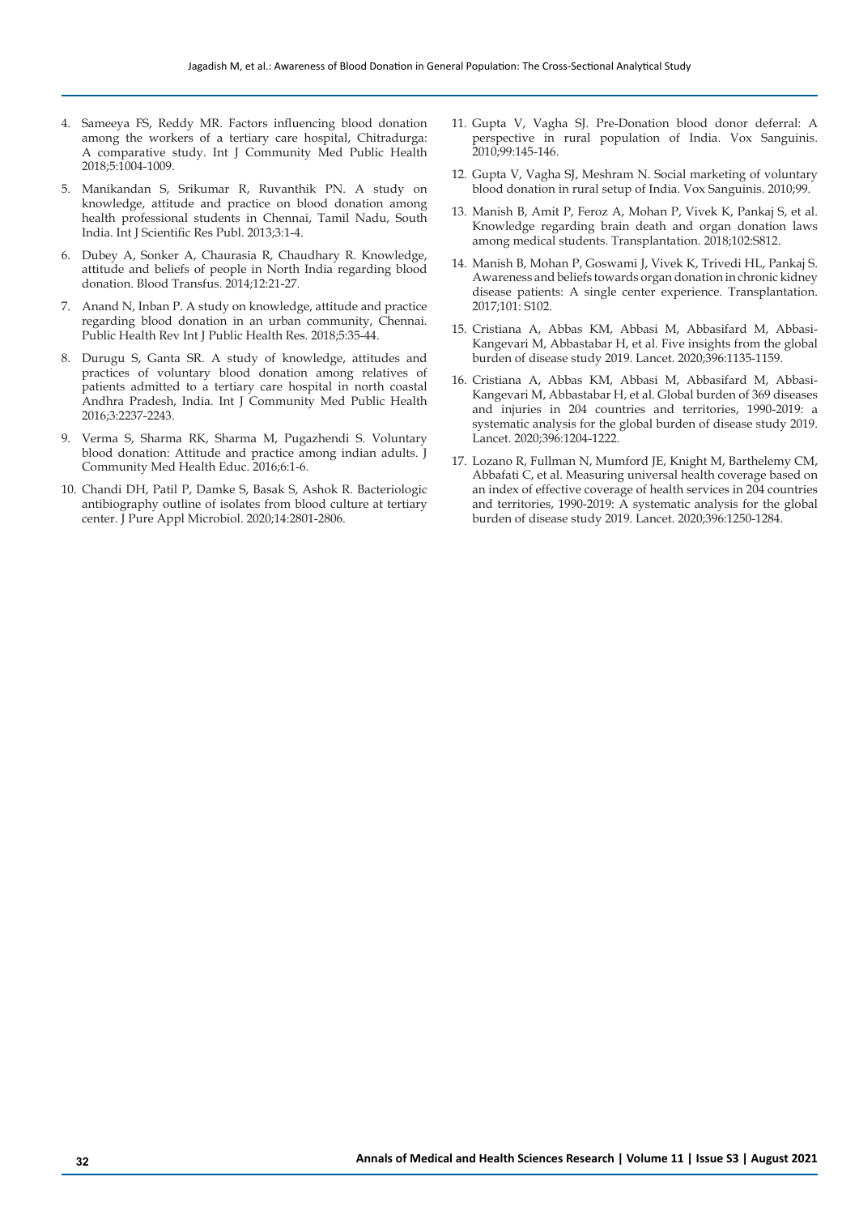4. Sameeya FS, Reddy MR. Factors influencing blood donation among the workers of a tertiary care hospital, Chitradurga: A comparative study. Int J Community Med Public Health 2018;5:1004-1009.

5. Manikandan S, Srikumar R, Ruvanthik PN. A study on knowledge, attitude and practice on blood donation among health professional students in Chennai, Tamil Nadu, South India. Int J Scientific Res Publ. 2013;3:1-4.

6. Dubey A, Sonker A, Chaurasia R, Chaudhary R. Knowledge, attitude and beliefs of people in North India regarding blood donation. Blood Transfus. 2014;12:21-27.

7. Anand N, Inban P. A study on knowledge, attitude and practice regarding blood donation in an urban community, Chennai. Public Health Rev Int J Public Health Res. 2018;5:35-44.

8. Durugu S, Ganta SR. A study of knowledge, attitudes and practices of voluntary blood donation among relatives of patients admitted to a tertiary care hospital in north coastal Andhra Pradesh, India. Int J Community Med Public Health 2016;3:2237-2243.

9. Verma S, Sharma RK, Sharma M, Pugazhendi S. Voluntary blood donation: Attitude and practice among indian adults. J Community Med Health Educ. 2016;6:1-6.

10. Chandi DH, Patil P, Damke S, Basak S, Ashok R. Bacteriologic antibiography outline of isolates from blood culture at tertiary center. J Pure Appl Microbiol. 2020;14:2801-2806.

11. Gupta V, Vagha SJ. Pre-Donation blood donor deferral: A perspective in rural population of India. Vox Sanguinis. 2010;99:145-146.

12. Gupta V, Vagha SJ, Meshram N. Social marketing of voluntary blood donation in rural setup of India. Vox Sanguinis. 2010;99.

13. Manish B, Amit P, Feroz A, Mohan P, Vivek K, Pankaj S, et al. Knowledge regarding brain death and organ donation laws among medical students. Transplantation. 2018;102:S812.

14. Manish B, Mohan P, Goswami J, Vivek K, Trivedi HL, Pankaj S. Awareness and beliefs towards organ donation in chronic kidney disease patients: A single center experience. Transplantation. 2017;101: S102.

15. Cristiana A, Abbas KM, Abbasi M, Abbasifard M, Abbasi-Kangevari M, Abbastabar H, et al. Five insights from the global burden of disease study 2019. Lancet. 2020;396:1135-1159.

16. Cristiana A, Abbas KM, Abbasi M, Abbasifard M, Abbasi-Kangevari M, Abbastabar H, et al. Global burden of 369 diseases and injuries in 204 countries and territories, 1990-2019: a systematic analysis for the global burden of disease study 2019. Lancet. 2020;396:1204-1222.

17. Lozano R, Fullman N, Mumford JE, Knight M, Barthelemy CM, Abbafati C, et al. Measuring universal health coverage based on an index of effective coverage of health services in 204 countries and territories, 1990-2019: A systematic analysis for the global burden of disease study 2019. Lancet. 2020;396:1250-1284.